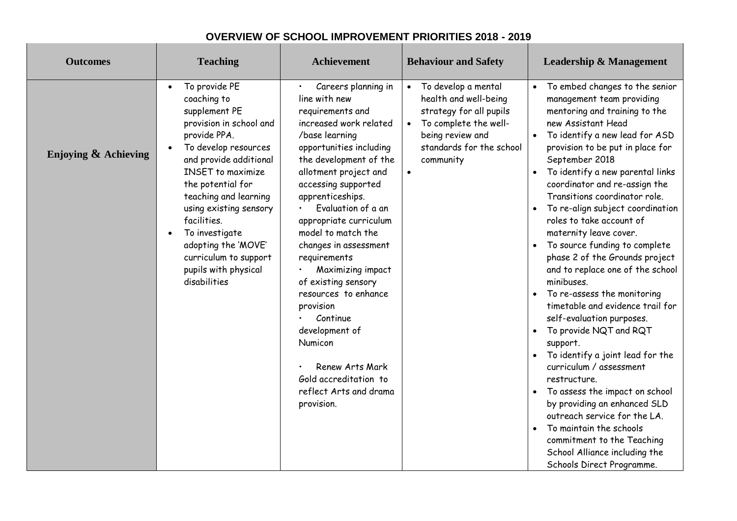# OVERVIEW OF SCHOOL IMPROVEMENT PRIORITIES 2018 - 2019

| Outcomes | Teaching | Achievement | Behaviour and Safety | Leadership & Management |
|---|---|---|---|---|
| **Enjoying & Achieving** | • To provide PE coaching to supplement PE provision in school and provide PPA.<br>• To develop resources and provide additional INSET to maximize the potential for teaching and learning using existing sensory facilities.<br>• To investigate adopting the 'MOVE' curriculum to support pupils with physical disabilities | • Careers planning in line with new requirements and increased work related /base learning opportunities including the development of the allotment project and accessing supported apprenticeships.<br>• Evaluation of a an appropriate curriculum model to match the changes in assessment requirements<br>• Maximizing impact of existing sensory resources to enhance provision<br>• Continue development of Numicon<br>• Renew Arts Mark Gold accreditation to reflect Arts and drama provision. | • To develop a mental health and well-being strategy for all pupils<br>• To complete the well-being review and standards for the school community<br>• | • To embed changes to the senior management team providing mentoring and training to the new Assistant Head<br>• To identify a new lead for ASD provision to be put in place for September 2018<br>• To identify a new parental links coordinator and re-assign the Transitions coordinator role.<br>• To re-align subject coordination roles to take account of maternity leave cover.<br>• To source funding to complete phase 2 of the Grounds project and to replace one of the school minibuses.<br>• To re-assess the monitoring timetable and evidence trail for self-evaluation purposes.<br>• To provide NQT and RQT support.<br>• To identify a joint lead for the curriculum / assessment restructure.<br>• To assess the impact on school by providing an enhanced SLD outreach service for the LA.<br>• To maintain the schools commitment to the Teaching School Alliance including the Schools Direct Programme. |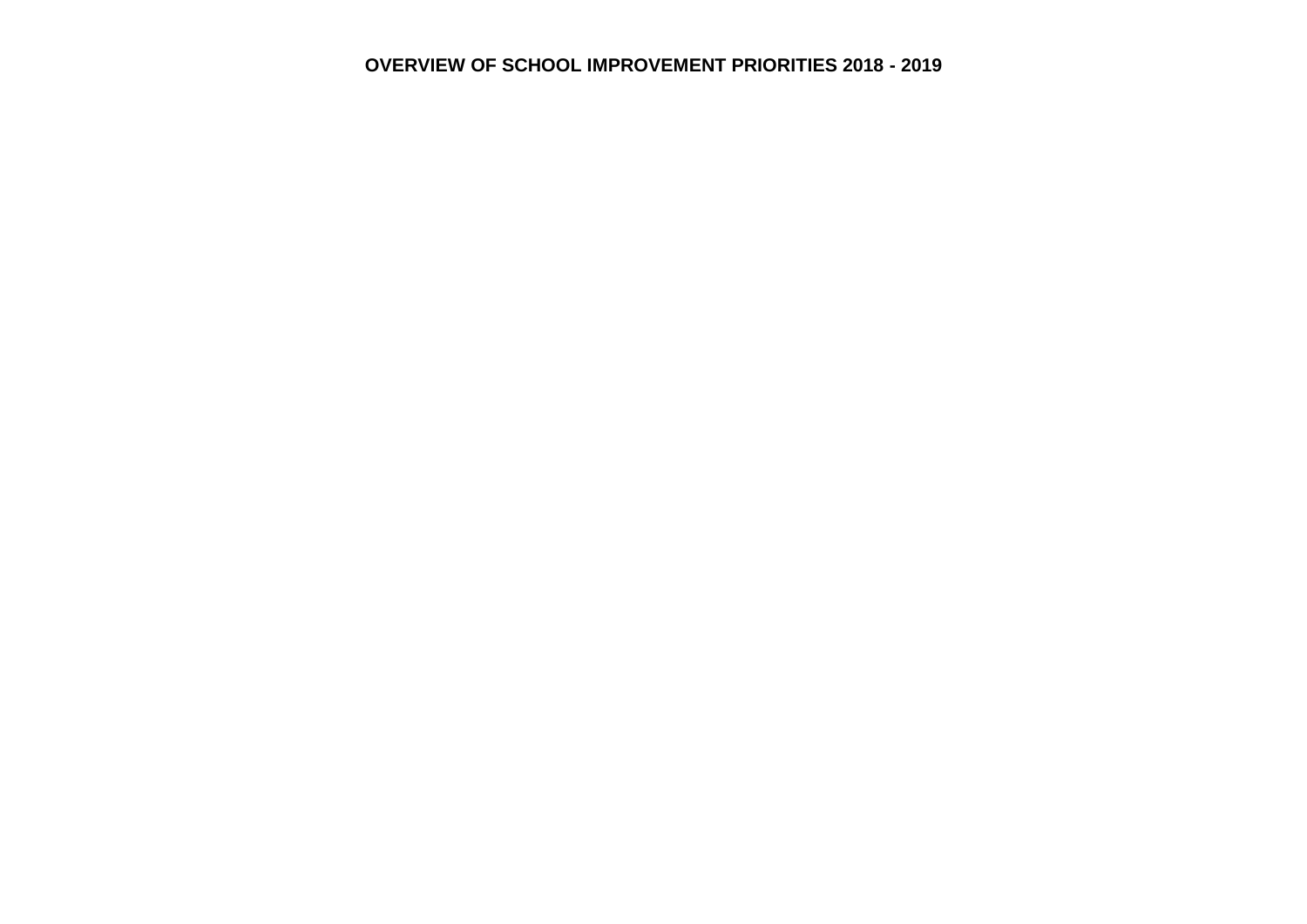# OVERVIEW OF SCHOOL IMPROVEMENT PRIORITIES 2018 - 2019